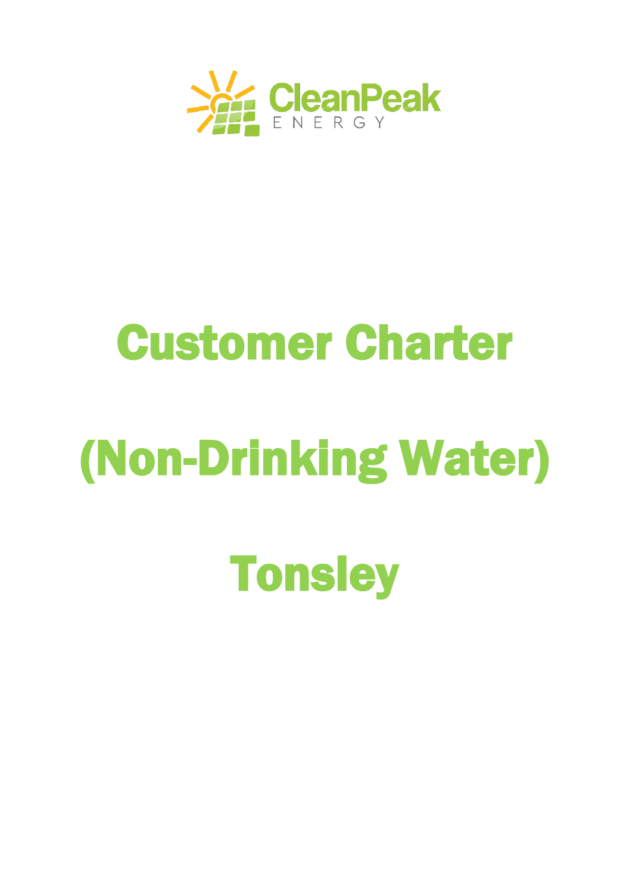CleanPeak ENERGY

# Customer Charter

# (Non-Drinking Water)

# Tonsley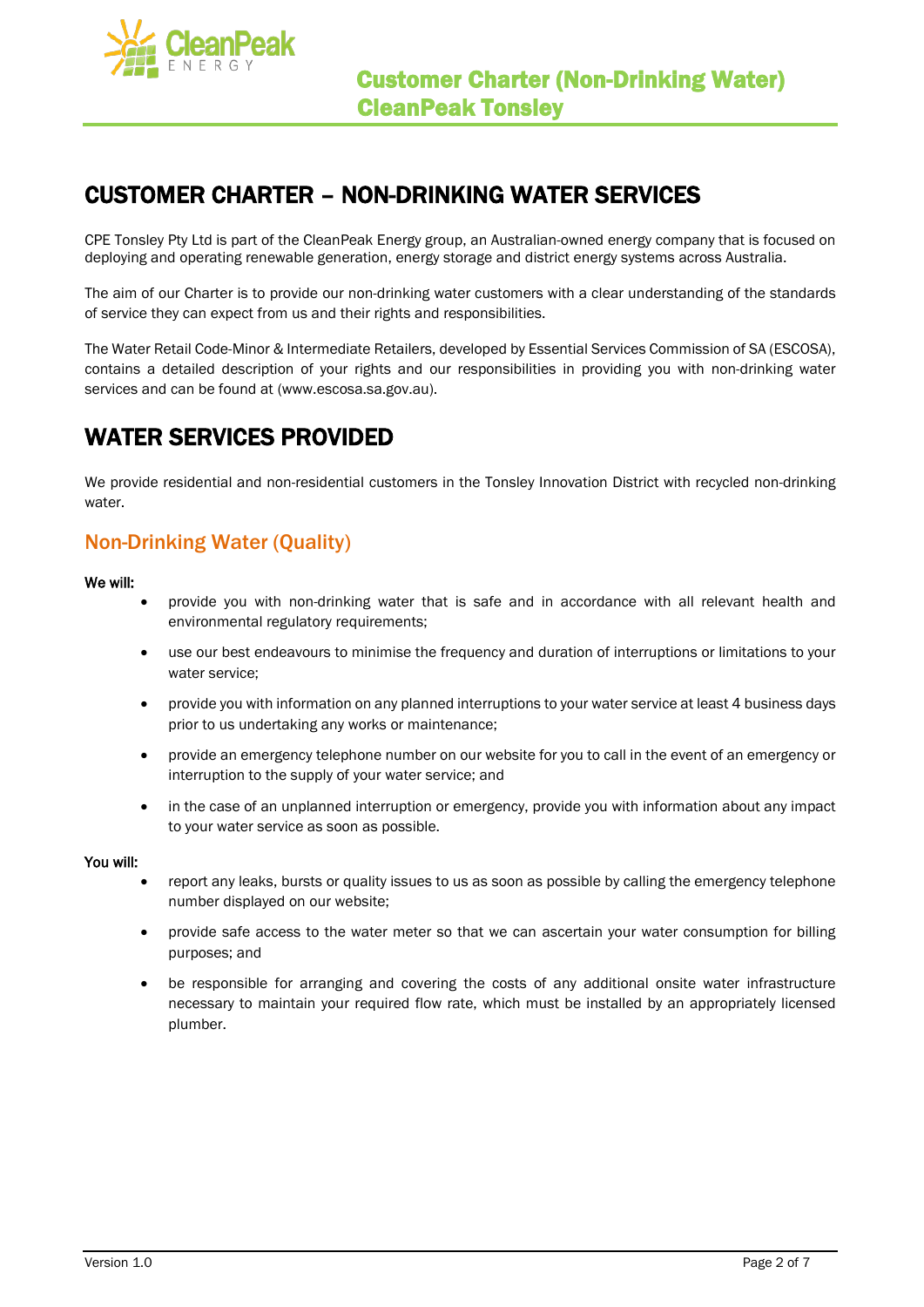# CUSTOMER CHARTER – NON-DRINKING WATER SERVICES

CPE Tonsley Pty Ltd is part of the CleanPeak Energy group, an Australian-owned energy company that is focused on deploying and operating renewable generation, energy storage and district energy systems across Australia.

The aim of our Charter is to provide our non-drinking water customers with a clear understanding of the standards of service they can expect from us and their rights and responsibilities.

The Water Retail Code-Minor & Intermediate Retailers, developed by Essential Services Commission of SA (ESCOSA), contains a detailed description of your rights and our responsibilities in providing you with non-drinking water services and can be found at (www.escosa.sa.gov.au).

# WATER SERVICES PROVIDED

We provide residential and non-residential customers in the Tonsley Innovation District with recycled non-drinking water.

## Non-Drinking Water (Quality)

**We will:**

- provide you with non-drinking water that is safe and in accordance with all relevant health and environmental regulatory requirements;
- use our best endeavours to minimise the frequency and duration of interruptions or limitations to your water service;
- provide you with information on any planned interruptions to your water service at least 4 business days prior to us undertaking any works or maintenance;
- provide an emergency telephone number on our website for you to call in the event of an emergency or interruption to the supply of your water service; and
- in the case of an unplanned interruption or emergency, provide you with information about any impact to your water service as soon as possible.

**You will:**

- report any leaks, bursts or quality issues to us as soon as possible by calling the emergency telephone number displayed on our website;
- provide safe access to the water meter so that we can ascertain your water consumption for billing purposes; and
- be responsible for arranging and covering the costs of any additional onsite water infrastructure necessary to maintain your required flow rate, which must be installed by an appropriately licensed plumber.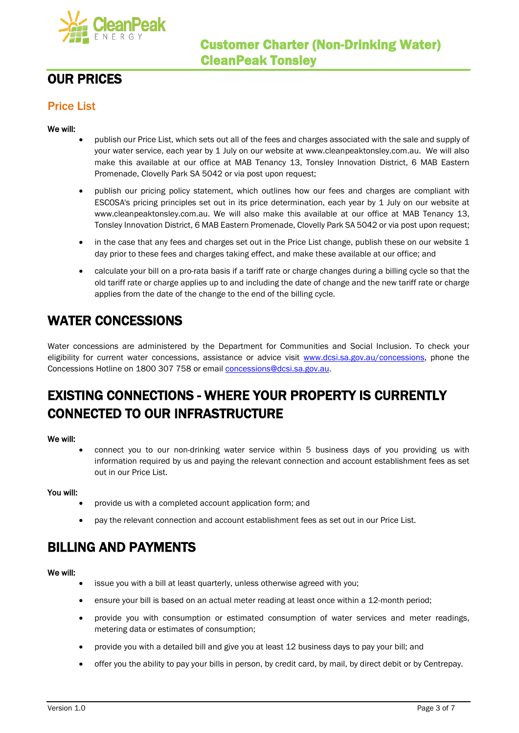# OUR PRICES

## Price List

**We will:**

- publish our Price List, which sets out all of the fees and charges associated with the sale and supply of your water service, each year by 1 July on our website at www.cleanpeaktonsley.com.au. We will also make this available at our office at MAB Tenancy 13, Tonsley Innovation District, 6 MAB Eastern Promenade, Clovelly Park SA 5042 or via post upon request;
- publish our pricing policy statement, which outlines how our fees and charges are compliant with ESCOSA's pricing principles set out in its price determination, each year by 1 July on our website at www.cleanpeaktonsley.com.au. We will also make this available at our office at MAB Tenancy 13, Tonsley Innovation District, 6 MAB Eastern Promenade, Clovelly Park SA 5042 or via post upon request;
- in the case that any fees and charges set out in the Price List change, publish these on our website 1 day prior to these fees and charges taking effect, and make these available at our office; and
- calculate your bill on a pro-rata basis if a tariff rate or charge changes during a billing cycle so that the old tariff rate or charge applies up to and including the date of change and the new tariff rate or charge applies from the date of the change to the end of the billing cycle.

# WATER CONCESSIONS

Water concessions are administered by the Department for Communities and Social Inclusion. To check your eligibility for current water concessions, assistance or advice visit www.dcsi.sa.gov.au/concessions, phone the Concessions Hotline on 1800 307 758 or email concessions@dcsi.sa.gov.au.

# EXISTING CONNECTIONS - WHERE YOUR PROPERTY IS CURRENTLY CONNECTED TO OUR INFRASTRUCTURE

**We will:**

- connect you to our non-drinking water service within 5 business days of you providing us with information required by us and paying the relevant connection and account establishment fees as set out in our Price List.

**You will:**

- provide us with a completed account application form; and
- pay the relevant connection and account establishment fees as set out in our Price List.

# BILLING AND PAYMENTS

**We will:**

- issue you with a bill at least quarterly, unless otherwise agreed with you;
- ensure your bill is based on an actual meter reading at least once within a 12-month period;
- provide you with consumption or estimated consumption of water services and meter readings, metering data or estimates of consumption;
- provide you with a detailed bill and give you at least 12 business days to pay your bill; and
- offer you the ability to pay your bills in person, by credit card, by mail, by direct debit or by Centrepay.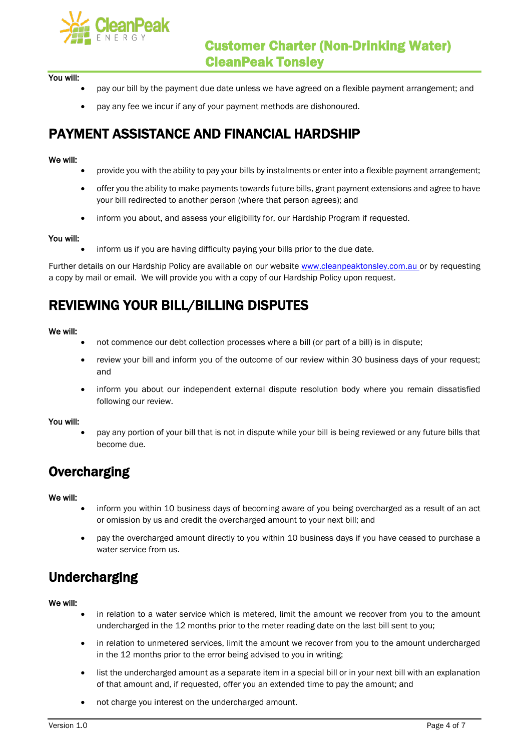**You will:**

- pay our bill by the payment due date unless we have agreed on a flexible payment arrangement; and
- pay any fee we incur if any of your payment methods are dishonoured.

## PAYMENT ASSISTANCE AND FINANCIAL HARDSHIP

**We will:**

- provide you with the ability to pay your bills by instalments or enter into a flexible payment arrangement;
- offer you the ability to make payments towards future bills, grant payment extensions and agree to have your bill redirected to another person (where that person agrees); and
- inform you about, and assess your eligibility for, our Hardship Program if requested.

**You will:**

- inform us if you are having difficulty paying your bills prior to the due date.

Further details on our Hardship Policy are available on our website [www.cleanpeaktonsley.com.au](http://www.cleanpeaktonsley.com.au) or by requesting a copy by mail or email. We will provide you with a copy of our Hardship Policy upon request.

## REVIEWING YOUR BILL/BILLING DISPUTES

**We will:**

- not commence our debt collection processes where a bill (or part of a bill) is in dispute;
- review your bill and inform you of the outcome of our review within 30 business days of your request; and
- inform you about our independent external dispute resolution body where you remain dissatisfied following our review.

**You will:**

- pay any portion of your bill that is not in dispute while your bill is being reviewed or any future bills that become due.

## Overcharging

**We will:**

- inform you within 10 business days of becoming aware of you being overcharged as a result of an act or omission by us and credit the overcharged amount to your next bill; and
- pay the overcharged amount directly to you within 10 business days if you have ceased to purchase a water service from us.

## Undercharging

**We will:**

- in relation to a water service which is metered, limit the amount we recover from you to the amount undercharged in the 12 months prior to the meter reading date on the last bill sent to you;
- in relation to unmetered services, limit the amount we recover from you to the amount undercharged in the 12 months prior to the error being advised to you in writing;
- list the undercharged amount as a separate item in a special bill or in your next bill with an explanation of that amount and, if requested, offer you an extended time to pay the amount; and
- not charge you interest on the undercharged amount.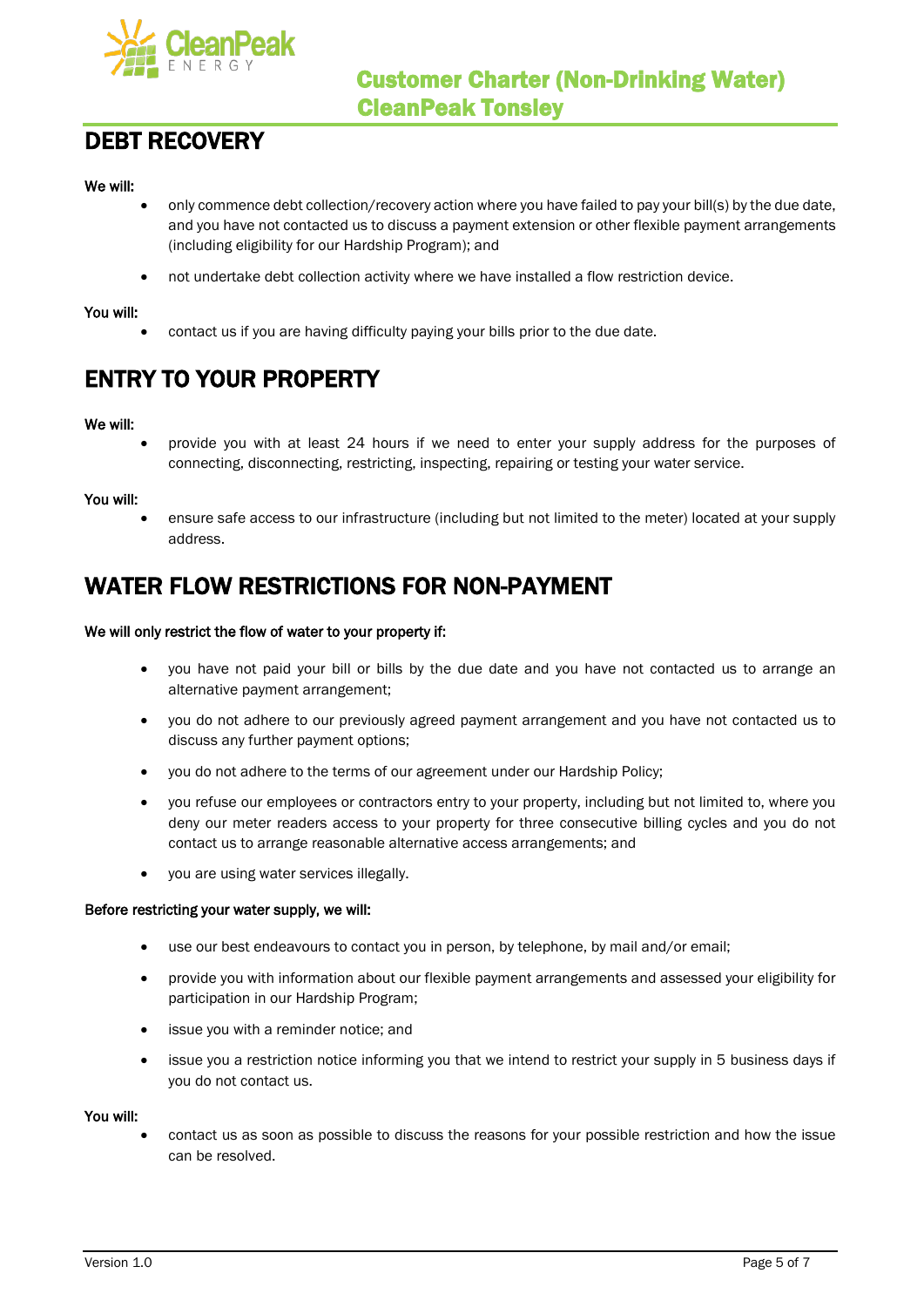## DEBT RECOVERY

**We will:**

- only commence debt collection/recovery action where you have failed to pay your bill(s) by the due date, and you have not contacted us to discuss a payment extension or other flexible payment arrangements (including eligibility for our Hardship Program); and
- not undertake debt collection activity where we have installed a flow restriction device.

**You will:**

- contact us if you are having difficulty paying your bills prior to the due date.

## ENTRY TO YOUR PROPERTY

**We will:**

- provide you with at least 24 hours if we need to enter your supply address for the purposes of connecting, disconnecting, restricting, inspecting, repairing or testing your water service.

**You will:**

- ensure safe access to our infrastructure (including but not limited to the meter) located at your supply address.

## WATER FLOW RESTRICTIONS FOR NON-PAYMENT

**We will only restrict the flow of water to your property if:**

- you have not paid your bill or bills by the due date and you have not contacted us to arrange an alternative payment arrangement;
- you do not adhere to our previously agreed payment arrangement and you have not contacted us to discuss any further payment options;
- you do not adhere to the terms of our agreement under our Hardship Policy;
- you refuse our employees or contractors entry to your property, including but not limited to, where you deny our meter readers access to your property for three consecutive billing cycles and you do not contact us to arrange reasonable alternative access arrangements; and
- you are using water services illegally.

**Before restricting your water supply, we will:**

- use our best endeavours to contact you in person, by telephone, by mail and/or email;
- provide you with information about our flexible payment arrangements and assessed your eligibility for participation in our Hardship Program;
- issue you with a reminder notice; and
- issue you a restriction notice informing you that we intend to restrict your supply in 5 business days if you do not contact us.

**You will:**

- contact us as soon as possible to discuss the reasons for your possible restriction and how the issue can be resolved.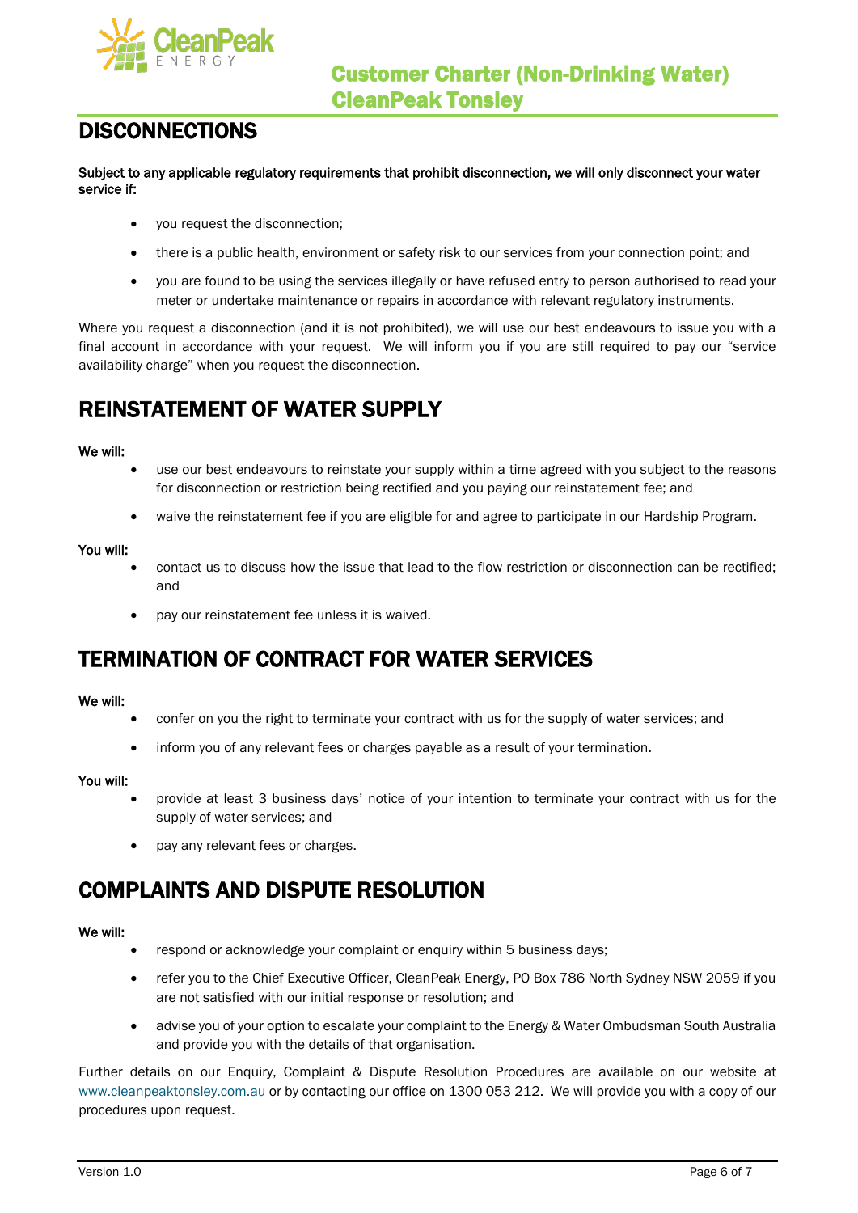# DISCONNECTIONS

**Subject to any applicable regulatory requirements that prohibit disconnection, we will only disconnect your water service if:**

- you request the disconnection;
- there is a public health, environment or safety risk to our services from your connection point; and
- you are found to be using the services illegally or have refused entry to person authorised to read your meter or undertake maintenance or repairs in accordance with relevant regulatory instruments.

Where you request a disconnection (and it is not prohibited), we will use our best endeavours to issue you with a final account in accordance with your request. We will inform you if you are still required to pay our "service availability charge" when you request the disconnection.

# REINSTATEMENT OF WATER SUPPLY

**We will:**

- use our best endeavours to reinstate your supply within a time agreed with you subject to the reasons for disconnection or restriction being rectified and you paying our reinstatement fee; and
- waive the reinstatement fee if you are eligible for and agree to participate in our Hardship Program.

**You will:**

- contact us to discuss how the issue that lead to the flow restriction or disconnection can be rectified; and
- pay our reinstatement fee unless it is waived.

# TERMINATION OF CONTRACT FOR WATER SERVICES

**We will:**

- confer on you the right to terminate your contract with us for the supply of water services; and
- inform you of any relevant fees or charges payable as a result of your termination.

**You will:**

- provide at least 3 business days' notice of your intention to terminate your contract with us for the supply of water services; and
- pay any relevant fees or charges.

# COMPLAINTS AND DISPUTE RESOLUTION

**We will:**

- respond or acknowledge your complaint or enquiry within 5 business days;
- refer you to the Chief Executive Officer, CleanPeak Energy, PO Box 786 North Sydney NSW 2059 if you are not satisfied with our initial response or resolution; and
- advise you of your option to escalate your complaint to the Energy & Water Ombudsman South Australia and provide you with the details of that organisation.

Further details on our Enquiry, Complaint & Dispute Resolution Procedures are available on our website at [www.cleanpeaktonsley.com.au](http://www.cleanpeaktonsley.com.au) or by contacting our office on 1300 053 212. We will provide you with a copy of our procedures upon request.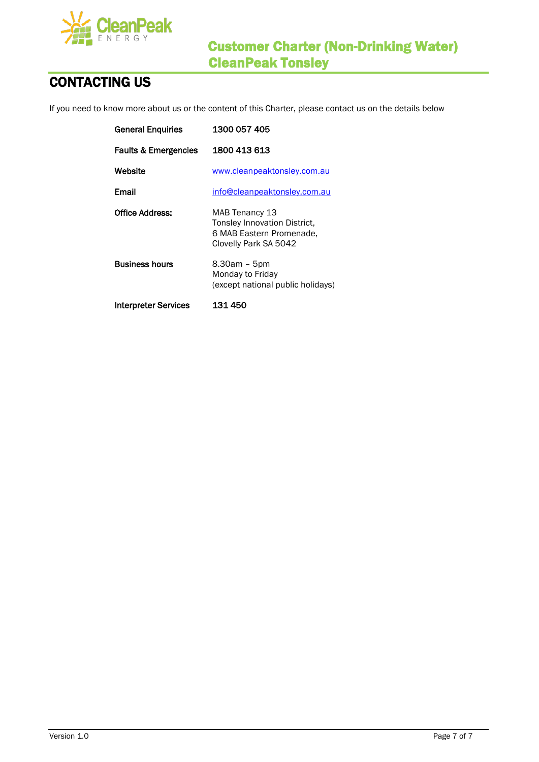# CONTACTING US

If you need to know more about us or the content of this Charter, please contact us on the details below

| | |
|---|---|
| **General Enquiries** | **1300 057 405** |
| **Faults & Emergencies** | **1800 413 613** |
| **Website** | www.cleanpeaktonsley.com.au |
| **Email** | info@cleanpeaktonsley.com.au |
| **Office Address:** | MAB Tenancy 13<br>Tonsley Innovation District,<br>6 MAB Eastern Promenade,<br>Clovelly Park SA 5042 |
| **Business hours** | 8.30am – 5pm<br>Monday to Friday<br>(except national public holidays) |
| **Interpreter Services** | **131 450** |